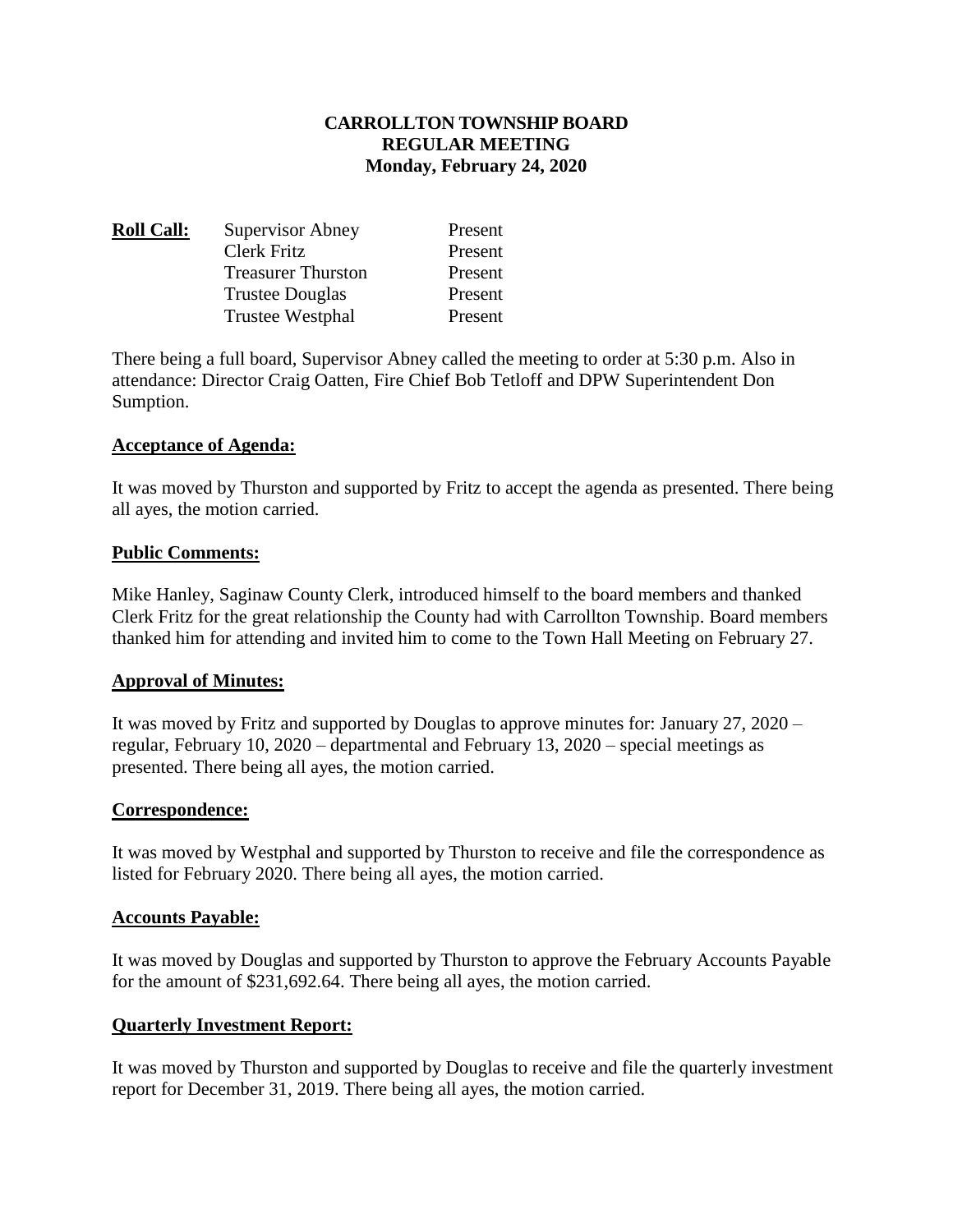# CARROLLTON TOWNSHIP BOARD
## REGULAR MEETING
### Monday, February 24, 2020

**Roll Call:**

| | |
|---|---|
| Supervisor Abney | Present |
| Clerk Fritz | Present |
| Treasurer Thurston | Present |
| Trustee Douglas | Present |
| Trustee Westphal | Present |

There being a full board, Supervisor Abney called the meeting to order at 5:30 p.m. Also in attendance: Director Craig Oatten, Fire Chief Bob Tetloff and DPW Superintendent Don Sumption.

**Acceptance of Agenda:**

It was moved by Thurston and supported by Fritz to accept the agenda as presented. There being all ayes, the motion carried.

**Public Comments:**

Mike Hanley, Saginaw County Clerk, introduced himself to the board members and thanked Clerk Fritz for the great relationship the County had with Carrollton Township. Board members thanked him for attending and invited him to come to the Town Hall Meeting on February 27.

**Approval of Minutes:**

It was moved by Fritz and supported by Douglas to approve minutes for: January 27, 2020 – regular, February 10, 2020 – departmental and February 13, 2020 – special meetings as presented. There being all ayes, the motion carried.

**Correspondence:**

It was moved by Westphal and supported by Thurston to receive and file the correspondence as listed for February 2020. There being all ayes, the motion carried.

**Accounts Payable:**

It was moved by Douglas and supported by Thurston to approve the February Accounts Payable for the amount of $231,692.64. There being all ayes, the motion carried.

**Quarterly Investment Report:**

It was moved by Thurston and supported by Douglas to receive and file the quarterly investment report for December 31, 2019. There being all ayes, the motion carried.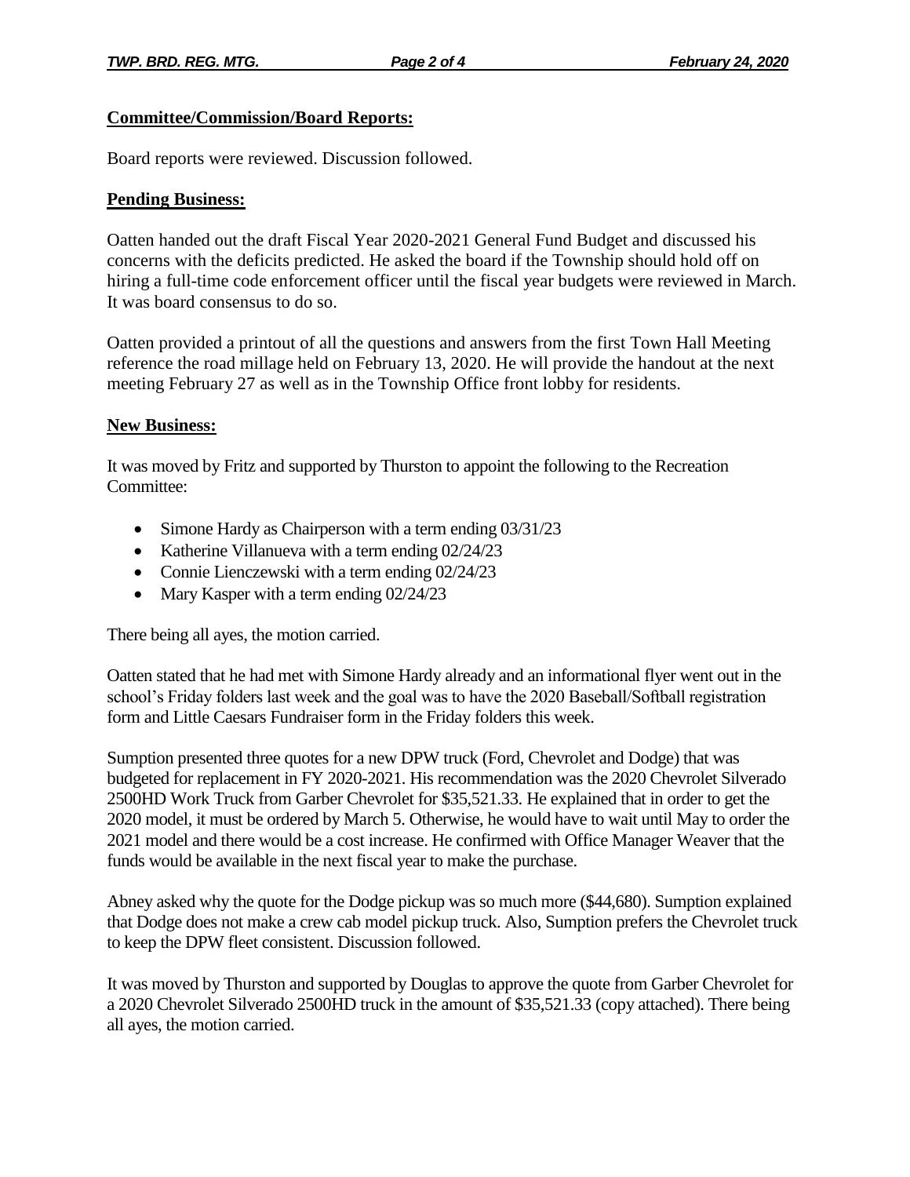**Committee/Commission/Board Reports:**

Board reports were reviewed. Discussion followed.

**Pending Business:**

Oatten handed out the draft Fiscal Year 2020-2021 General Fund Budget and discussed his concerns with the deficits predicted. He asked the board if the Township should hold off on hiring a full-time code enforcement officer until the fiscal year budgets were reviewed in March. It was board consensus to do so.

Oatten provided a printout of all the questions and answers from the first Town Hall Meeting reference the road millage held on February 13, 2020. He will provide the handout at the next meeting February 27 as well as in the Township Office front lobby for residents.

**New Business:**

It was moved by Fritz and supported by Thurston to appoint the following to the Recreation Committee:

- Simone Hardy as Chairperson with a term ending 03/31/23
- Katherine Villanueva with a term ending 02/24/23
- Connie Lienczewski with a term ending 02/24/23
- Mary Kasper with a term ending 02/24/23

There being all ayes, the motion carried.

Oatten stated that he had met with Simone Hardy already and an informational flyer went out in the school's Friday folders last week and the goal was to have the 2020 Baseball/Softball registration form and Little Caesars Fundraiser form in the Friday folders this week.

Sumption presented three quotes for a new DPW truck (Ford, Chevrolet and Dodge) that was budgeted for replacement in FY 2020-2021. His recommendation was the 2020 Chevrolet Silverado 2500HD Work Truck from Garber Chevrolet for $35,521.33. He explained that in order to get the 2020 model, it must be ordered by March 5. Otherwise, he would have to wait until May to order the 2021 model and there would be a cost increase. He confirmed with Office Manager Weaver that the funds would be available in the next fiscal year to make the purchase.

Abney asked why the quote for the Dodge pickup was so much more ($44,680). Sumption explained that Dodge does not make a crew cab model pickup truck. Also, Sumption prefers the Chevrolet truck to keep the DPW fleet consistent. Discussion followed.

It was moved by Thurston and supported by Douglas to approve the quote from Garber Chevrolet for a 2020 Chevrolet Silverado 2500HD truck in the amount of $35,521.33 (copy attached). There being all ayes, the motion carried.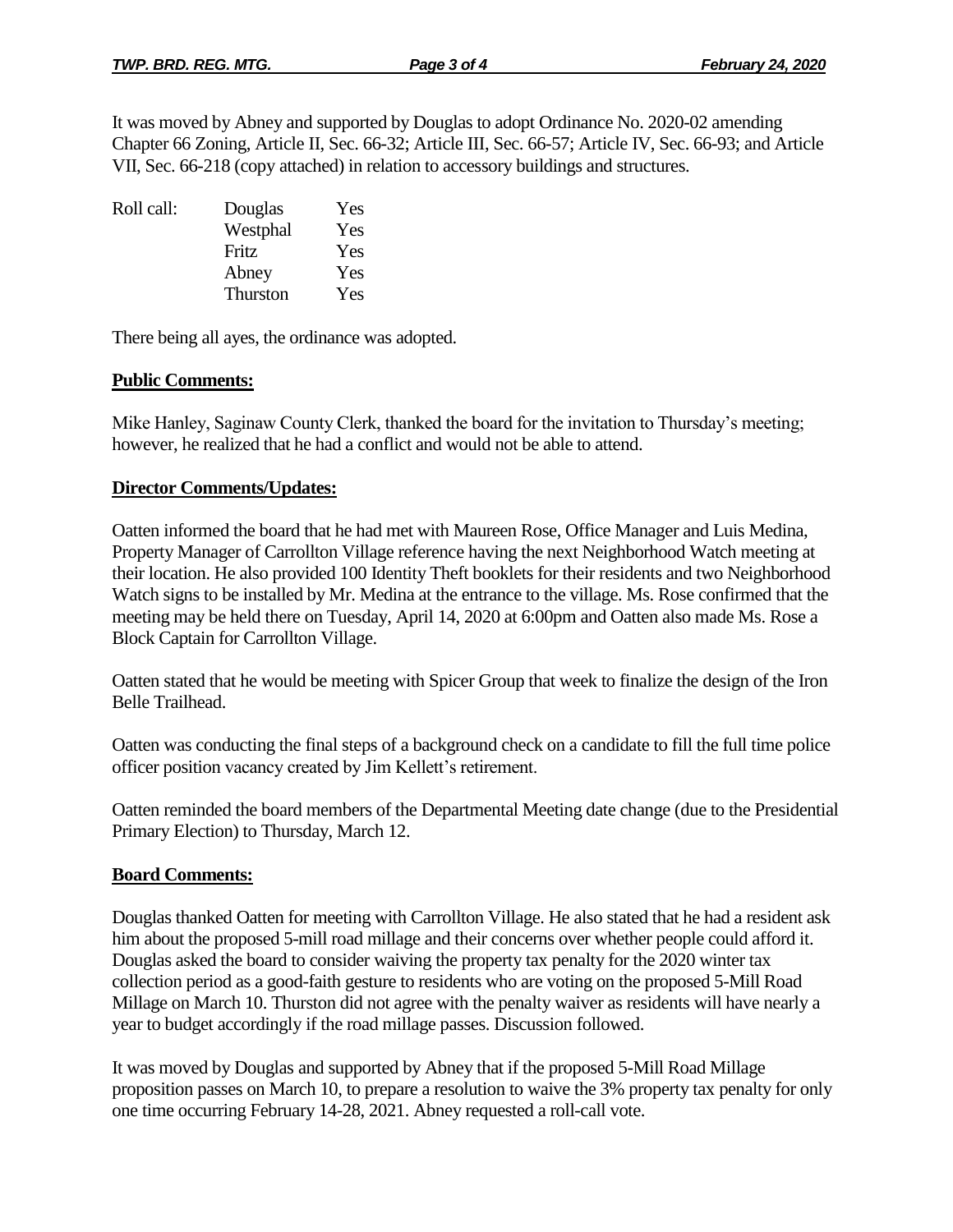It was moved by Abney and supported by Douglas to adopt Ordinance No. 2020-02 amending Chapter 66 Zoning, Article II, Sec. 66-32; Article III, Sec. 66-57; Article IV, Sec. 66-93; and Article VII, Sec. 66-218 (copy attached) in relation to accessory buildings and structures.

| Roll call: | Douglas | Yes |
|---|---|---|
| | Westphal | Yes |
| | Fritz | Yes |
| | Abney | Yes |
| | Thurston | Yes |

There being all ayes, the ordinance was adopted.

**Public Comments:**

Mike Hanley, Saginaw County Clerk, thanked the board for the invitation to Thursday's meeting; however, he realized that he had a conflict and would not be able to attend.

**Director Comments/Updates:**

Oatten informed the board that he had met with Maureen Rose, Office Manager and Luis Medina, Property Manager of Carrollton Village reference having the next Neighborhood Watch meeting at their location. He also provided 100 Identity Theft booklets for their residents and two Neighborhood Watch signs to be installed by Mr. Medina at the entrance to the village. Ms. Rose confirmed that the meeting may be held there on Tuesday, April 14, 2020 at 6:00pm and Oatten also made Ms. Rose a Block Captain for Carrollton Village.

Oatten stated that he would be meeting with Spicer Group that week to finalize the design of the Iron Belle Trailhead.

Oatten was conducting the final steps of a background check on a candidate to fill the full time police officer position vacancy created by Jim Kellett's retirement.

Oatten reminded the board members of the Departmental Meeting date change (due to the Presidential Primary Election) to Thursday, March 12.

**Board Comments:**

Douglas thanked Oatten for meeting with Carrollton Village. He also stated that he had a resident ask him about the proposed 5-mill road millage and their concerns over whether people could afford it. Douglas asked the board to consider waiving the property tax penalty for the 2020 winter tax collection period as a good-faith gesture to residents who are voting on the proposed 5-Mill Road Millage on March 10. Thurston did not agree with the penalty waiver as residents will have nearly a year to budget accordingly if the road millage passes. Discussion followed.

It was moved by Douglas and supported by Abney that if the proposed 5-Mill Road Millage proposition passes on March 10, to prepare a resolution to waive the 3% property tax penalty for only one time occurring February 14-28, 2021. Abney requested a roll-call vote.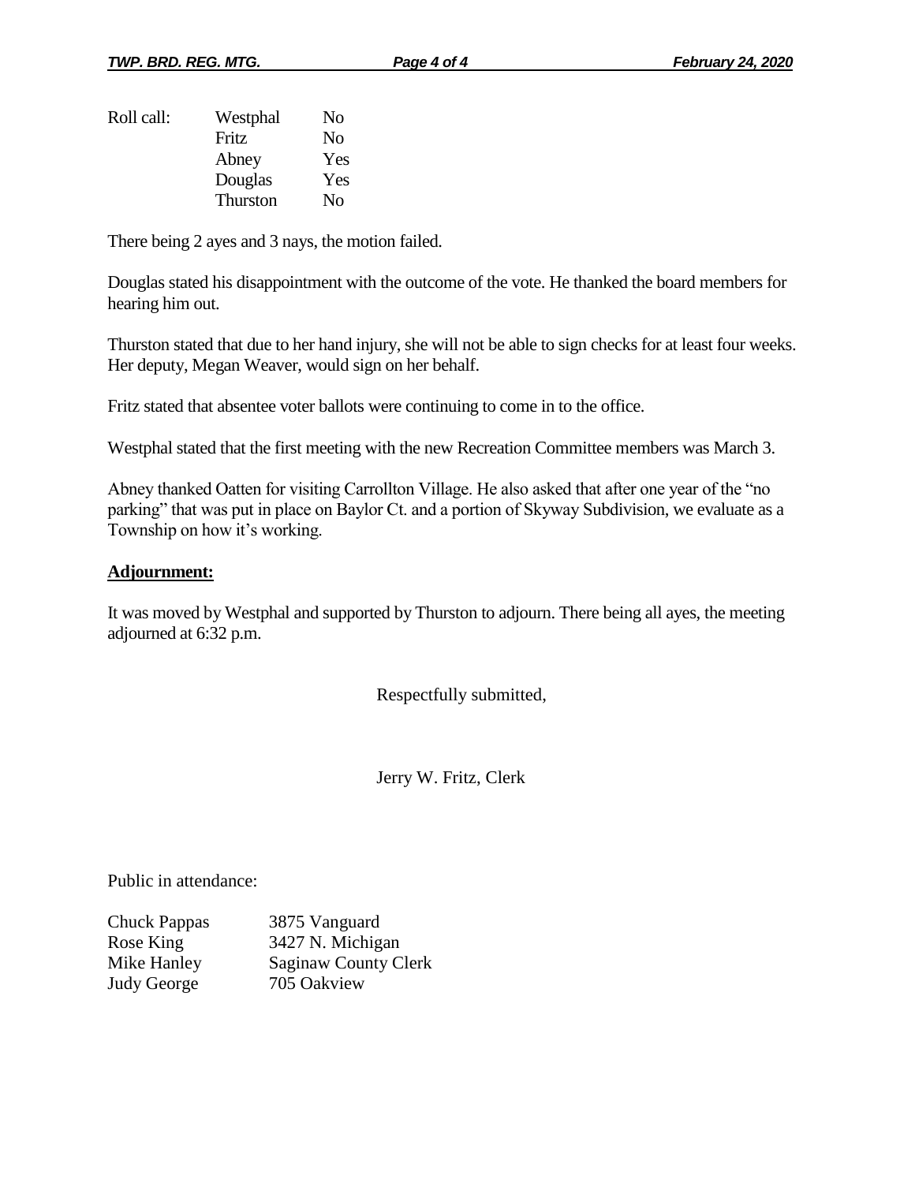Roll call:

| | |
|---|---|
| Westphal | No |
| Fritz | No |
| Abney | Yes |
| Douglas | Yes |
| Thurston | No |

There being 2 ayes and 3 nays, the motion failed.

Douglas stated his disappointment with the outcome of the vote. He thanked the board members for hearing him out.

Thurston stated that due to her hand injury, she will not be able to sign checks for at least four weeks. Her deputy, Megan Weaver, would sign on her behalf.

Fritz stated that absentee voter ballots were continuing to come in to the office.

Westphal stated that the first meeting with the new Recreation Committee members was March 3.

Abney thanked Oatten for visiting Carrollton Village. He also asked that after one year of the "no parking" that was put in place on Baylor Ct. and a portion of Skyway Subdivision, we evaluate as a Township on how it's working.

**Adjournment:**

It was moved by Westphal and supported by Thurston to adjourn. There being all ayes, the meeting adjourned at 6:32 p.m.

Respectfully submitted,

Jerry W. Fritz, Clerk

Public in attendance:

| | |
|---|---|
| Chuck Pappas | 3875 Vanguard |
| Rose King | 3427 N. Michigan |
| Mike Hanley | Saginaw County Clerk |
| Judy George | 705 Oakview |